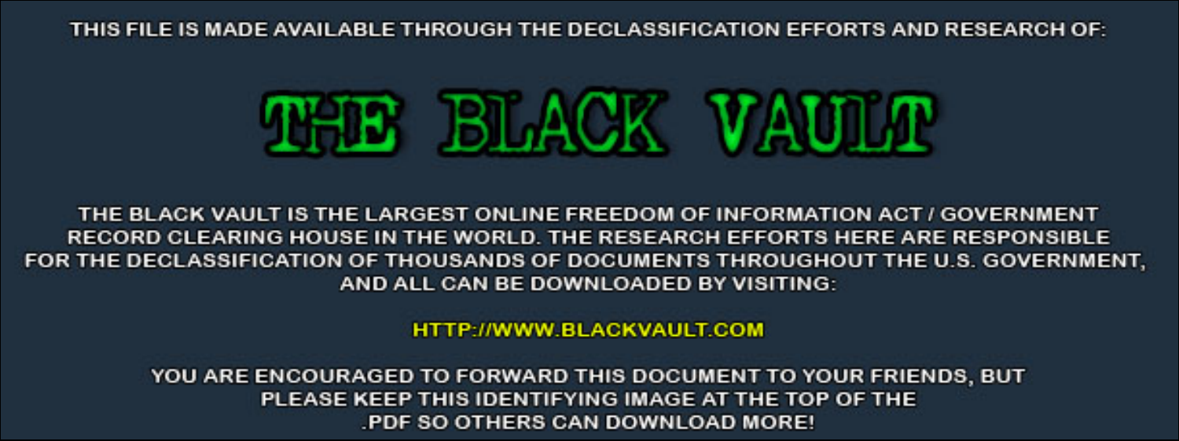THIS FILE IS MADE AVAILABLE THROUGH THE DECLASSIFICATION EFFORTS AND RESEARCH OF:

# THE BLACK VAULT

THE BLACK VAULT IS THE LARGEST ONLINE FREEDOM OF INFORMATION ACT / GOVERNMENT RECORD CLEARING HOUSE IN THE WORLD. THE RESEARCH EFFORTS HERE ARE RESPONSIBLE FOR THE DECLASSIFICATION OF THOUSANDS OF DOCUMENTS THROUGHOUT THE U.S. GOVERNMENT, AND ALL CAN BE DOWNLOADED BY VISITING:

HTTP://WWW.BLACKVAULT.COM

YOU ARE ENCOURAGED TO FORWARD THIS DOCUMENT TO YOUR FRIENDS, BUT PLEASE KEEP THIS IDENTIFYING IMAGE AT THE TOP OF THE .PDF SO OTHERS CAN DOWNLOAD MORE!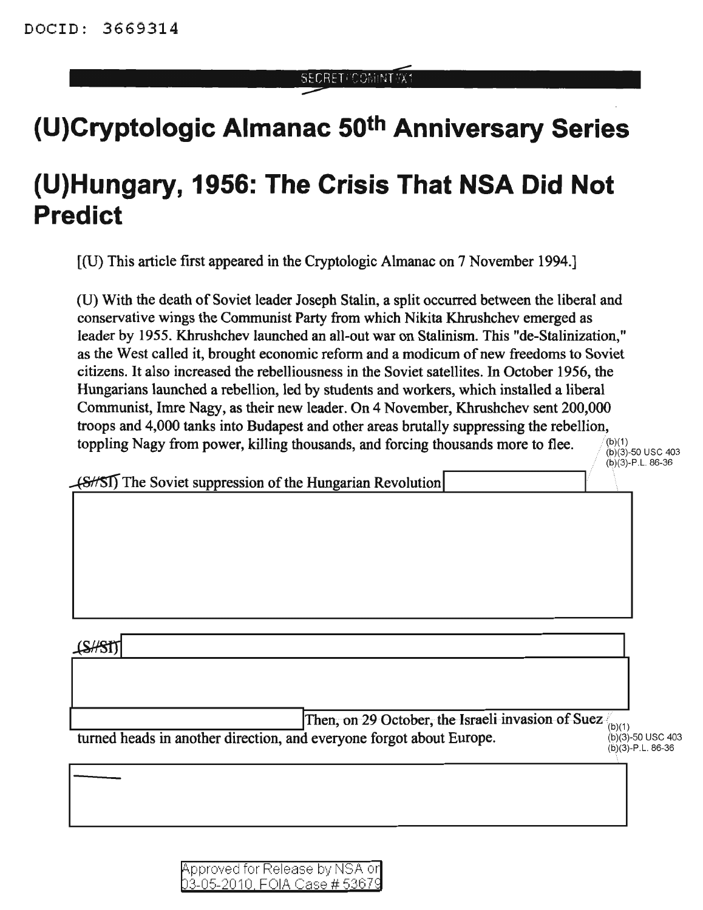DOCID: 3669314

SECRET//COMINT//X1

# (U)Cryptologic Almanac 50th Anniversary Series

# (U)Hungary, 1956: The Crisis That NSA Did Not Predict

[(U) This article first appeared in the Cryptologic Almanac on 7 November 1994.]

(U) With the death of Soviet leader Joseph Stalin, a split occurred between the liberal and conservative wings the Communist Party from which Nikita Khrushchev emerged as leader by 1955. Khrushchev launched an all-out war on Stalinism. This "de-Stalinization," as the West called it, brought economic reform and a modicum of new freedoms to Soviet citizens. It also increased the rebelliousness in the Soviet satellites. In October 1956, the Hungarians launched a rebellion, led by students and workers, which installed a liberal Communist, Imre Nagy, as their new leader. On 4 November, Khrushchev sent 200,000 troops and 4,000 tanks into Budapest and other areas brutally suppressing the rebellion, toppling Nagy from power, killing thousands, and forcing thousands more to flee.

(b)(1)
(b)(3)-50 USC 403
(b)(3)-P.L. 86-36

(S//SI) The Soviet suppression of the Hungarian Revolution [redacted]

(S//SI) [redacted]

[redacted] Then, on 29 October, the Israeli invasion of Suez turned heads in another direction, and everyone forgot about Europe.

(b)(1)
(b)(3)-50 USC 403
(b)(3)-P.L. 86-36

[redacted]

Approved for Release by NSA on 03-05-2010, FOIA Case # 53679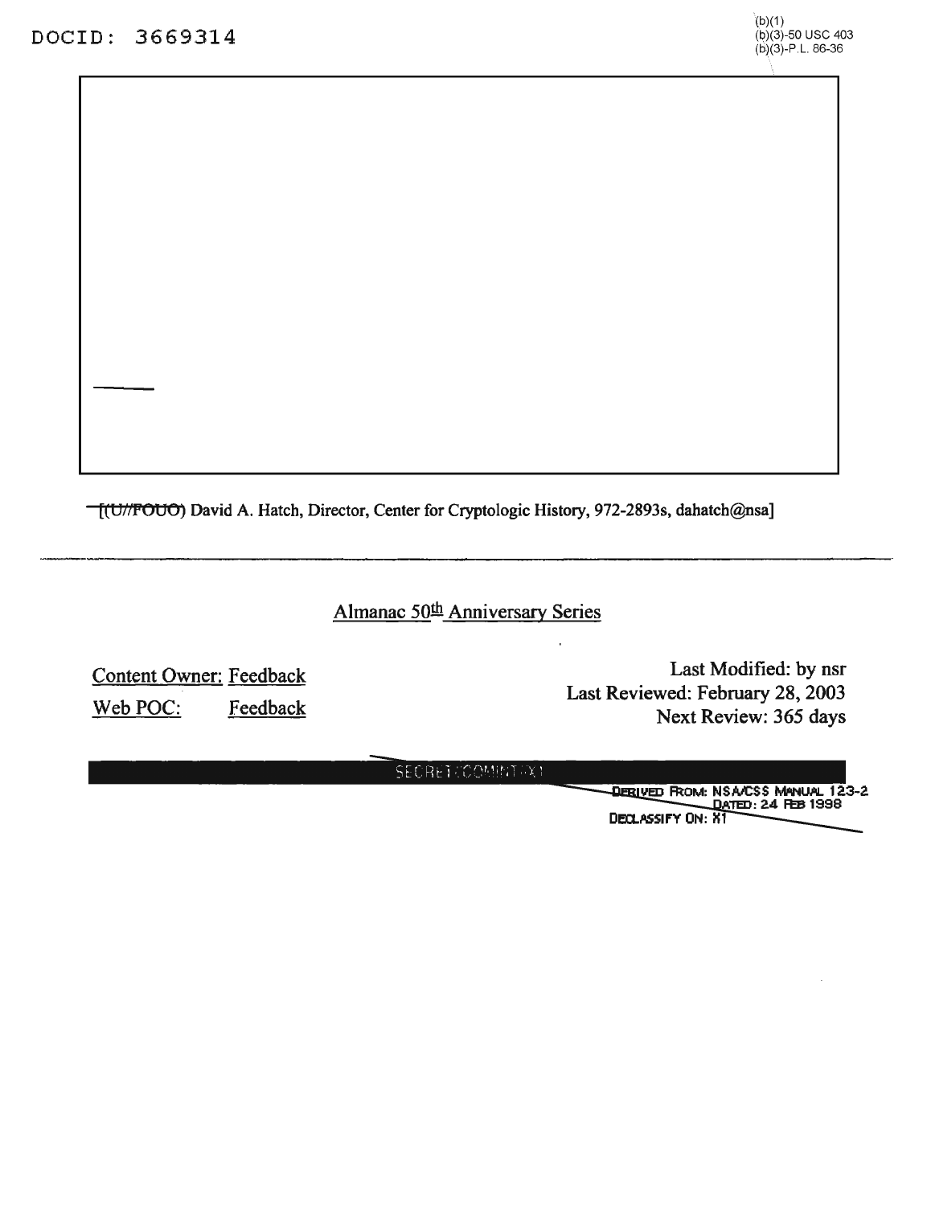(b)(1)
(b)(3)-50 USC 403
(b)(3)-P.L. 86-36

[(U//FOUO) David A. Hatch, Director, Center for Cryptologic History, 972-2893s, dahatch@nsa]

---

Almanac 50th Anniversary Series

Content Owner: Feedback
Web POC: Feedback

Last Modified: by nsr
Last Reviewed: February 28, 2003
Next Review: 365 days

SECRET//COMINT//X1

DERIVED FROM: NSA/CSS MANUAL 123-2
DATED: 24 FEB 1998
DECLASSIFY ON: X1